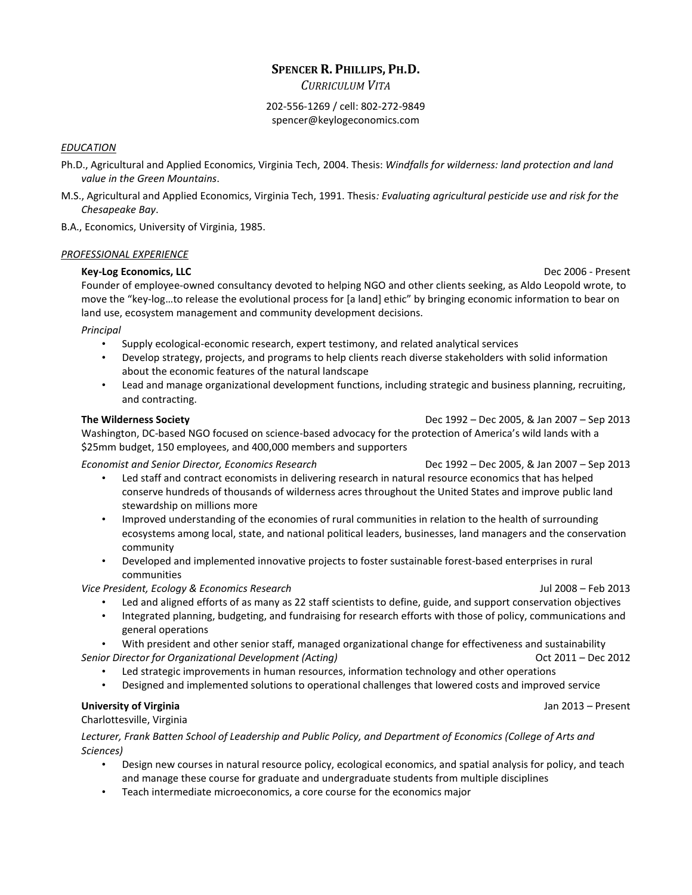# SPENCER R. PHILLIPS, PH.D.

*CURRICULUM VITA*

202-556-1269 / cell: 802-272-9849
spencer@keylogeconomics.com

## *EDUCATION*

Ph.D., Agricultural and Applied Economics, Virginia Tech, 2004. Thesis: *Windfalls for wilderness: land protection and land value in the Green Mountains*.

M.S., Agricultural and Applied Economics, Virginia Tech, 1991. Thesis*: Evaluating agricultural pesticide use and risk for the Chesapeake Bay*.

B.A., Economics, University of Virginia, 1985.

## *PROFESSIONAL EXPERIENCE*

**Key-Log Economics, LLC** — Dec 2006 - Present

Founder of employee-owned consultancy devoted to helping NGO and other clients seeking, as Aldo Leopold wrote, to move the "key-log…to release the evolutional process for [a land] ethic" by bringing economic information to bear on land use, ecosystem management and community development decisions.

*Principal*

- Supply ecological-economic research, expert testimony, and related analytical services
- Develop strategy, projects, and programs to help clients reach diverse stakeholders with solid information about the economic features of the natural landscape
- Lead and manage organizational development functions, including strategic and business planning, recruiting, and contracting.

**The Wilderness Society** — Dec 1992 – Dec 2005, & Jan 2007 – Sep 2013

Washington, DC-based NGO focused on science-based advocacy for the protection of America's wild lands with a $25mm budget, 150 employees, and 400,000 members and supporters

*Economist and Senior Director, Economics Research* — Dec 1992 – Dec 2005, & Jan 2007 – Sep 2013

- Led staff and contract economists in delivering research in natural resource economics that has helped conserve hundreds of thousands of wilderness acres throughout the United States and improve public land stewardship on millions more
- Improved understanding of the economies of rural communities in relation to the health of surrounding ecosystems among local, state, and national political leaders, businesses, land managers and the conservation community
- Developed and implemented innovative projects to foster sustainable forest-based enterprises in rural communities

*Vice President, Ecology & Economics Research* — Jul 2008 – Feb 2013

- Led and aligned efforts of as many as 22 staff scientists to define, guide, and support conservation objectives
- Integrated planning, budgeting, and fundraising for research efforts with those of policy, communications and general operations
- With president and other senior staff, managed organizational change for effectiveness and sustainability

*Senior Director for Organizational Development (Acting)* — Oct 2011 – Dec 2012

- Led strategic improvements in human resources, information technology and other operations
- Designed and implemented solutions to operational challenges that lowered costs and improved service

**University of Virginia** — Jan 2013 – Present

Charlottesville, Virginia

*Lecturer, Frank Batten School of Leadership and Public Policy, and Department of Economics (College of Arts and Sciences)*

- Design new courses in natural resource policy, ecological economics, and spatial analysis for policy, and teach and manage these course for graduate and undergraduate students from multiple disciplines
- Teach intermediate microeconomics, a core course for the economics major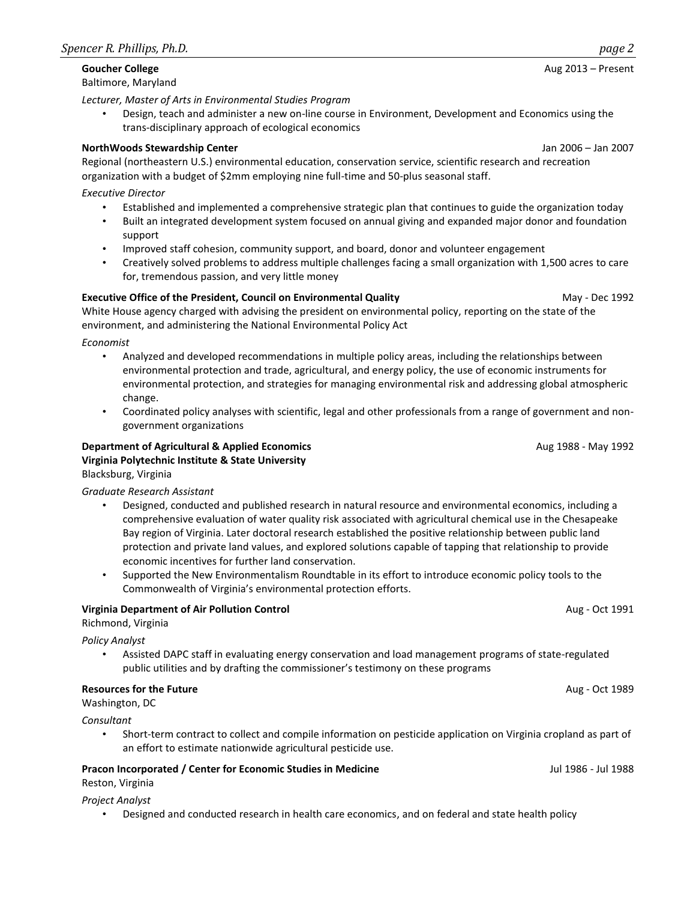**Goucher College** Aug 2013 – Present
Baltimore, Maryland

*Lecturer, Master of Arts in Environmental Studies Program*

- Design, teach and administer a new on-line course in Environment, Development and Economics using the trans-disciplinary approach of ecological economics

**NorthWoods Stewardship Center** Jan 2006 – Jan 2007
Regional (northeastern U.S.) environmental education, conservation service, scientific research and recreation organization with a budget of $2mm employing nine full-time and 50-plus seasonal staff.

*Executive Director*

- Established and implemented a comprehensive strategic plan that continues to guide the organization today
- Built an integrated development system focused on annual giving and expanded major donor and foundation support
- Improved staff cohesion, community support, and board, donor and volunteer engagement
- Creatively solved problems to address multiple challenges facing a small organization with 1,500 acres to care for, tremendous passion, and very little money

**Executive Office of the President, Council on Environmental Quality** May - Dec 1992
White House agency charged with advising the president on environmental policy, reporting on the state of the environment, and administering the National Environmental Policy Act

*Economist*

- Analyzed and developed recommendations in multiple policy areas, including the relationships between environmental protection and trade, agricultural, and energy policy, the use of economic instruments for environmental protection, and strategies for managing environmental risk and addressing global atmospheric change.
- Coordinated policy analyses with scientific, legal and other professionals from a range of government and non-government organizations

**Department of Agricultural & Applied Economics** Aug 1988 - May 1992
**Virginia Polytechnic Institute & State University**
Blacksburg, Virginia

*Graduate Research Assistant*

- Designed, conducted and published research in natural resource and environmental economics, including a comprehensive evaluation of water quality risk associated with agricultural chemical use in the Chesapeake Bay region of Virginia. Later doctoral research established the positive relationship between public land protection and private land values, and explored solutions capable of tapping that relationship to provide economic incentives for further land conservation.
- Supported the New Environmentalism Roundtable in its effort to introduce economic policy tools to the Commonwealth of Virginia's environmental protection efforts.

**Virginia Department of Air Pollution Control** Aug - Oct 1991
Richmond, Virginia

*Policy Analyst*

- Assisted DAPC staff in evaluating energy conservation and load management programs of state-regulated public utilities and by drafting the commissioner's testimony on these programs

**Resources for the Future** Aug - Oct 1989
Washington, DC

*Consultant*

- Short-term contract to collect and compile information on pesticide application on Virginia cropland as part of an effort to estimate nationwide agricultural pesticide use.

**Pracon Incorporated / Center for Economic Studies in Medicine** Jul 1986 - Jul 1988
Reston, Virginia

*Project Analyst*

- Designed and conducted research in health care economics, and on federal and state health policy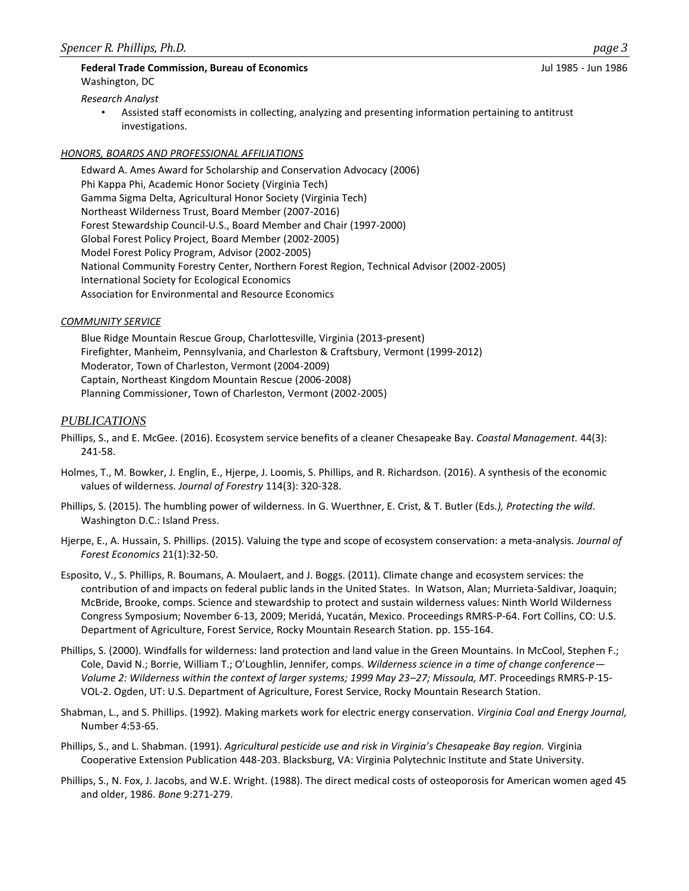**Federal Trade Commission, Bureau of Economics** Jul 1985 - Jun 1986

Washington, DC

*Research Analyst*

- Assisted staff economists in collecting, analyzing and presenting information pertaining to antitrust investigations.

### *HONORS, BOARDS AND PROFESSIONAL AFFILIATIONS*

Edward A. Ames Award for Scholarship and Conservation Advocacy (2006)
Phi Kappa Phi, Academic Honor Society (Virginia Tech)
Gamma Sigma Delta, Agricultural Honor Society (Virginia Tech)
Northeast Wilderness Trust, Board Member (2007-2016)
Forest Stewardship Council-U.S., Board Member and Chair (1997-2000)
Global Forest Policy Project, Board Member (2002-2005)
Model Forest Policy Program, Advisor (2002-2005)
National Community Forestry Center, Northern Forest Region, Technical Advisor (2002-2005)
International Society for Ecological Economics
Association for Environmental and Resource Economics

### *COMMUNITY SERVICE*

Blue Ridge Mountain Rescue Group, Charlottesville, Virginia (2013-present)
Firefighter, Manheim, Pennsylvania, and Charleston & Craftsbury, Vermont (1999-2012)
Moderator, Town of Charleston, Vermont (2004-2009)
Captain, Northeast Kingdom Mountain Rescue (2006-2008)
Planning Commissioner, Town of Charleston, Vermont (2002-2005)

## *PUBLICATIONS*

Phillips, S., and E. McGee. (2016). Ecosystem service benefits of a cleaner Chesapeake Bay. *Coastal Management*. 44(3): 241-58.

Holmes, T., M. Bowker, J. Englin, E., Hjerpe, J. Loomis, S. Phillips, and R. Richardson. (2016). A synthesis of the economic values of wilderness. *Journal of Forestry* 114(3): 320-328.

Phillips, S. (2015). The humbling power of wilderness. In G. Wuerthner, E. Crist, & T. Butler (Eds.*), Protecting the wild*. Washington D.C.: Island Press.

Hjerpe, E., A. Hussain, S. Phillips. (2015). Valuing the type and scope of ecosystem conservation: a meta-analysis. *Journal of Forest Economics* 21(1):32-50.

Esposito, V., S. Phillips, R. Boumans, A. Moulaert, and J. Boggs. (2011). Climate change and ecosystem services: the contribution of and impacts on federal public lands in the United States. In Watson, Alan; Murrieta-Saldivar, Joaquin; McBride, Brooke, comps. Science and stewardship to protect and sustain wilderness values: Ninth World Wilderness Congress Symposium; November 6-13, 2009; Meridá, Yucatán, Mexico. Proceedings RMRS-P-64. Fort Collins, CO: U.S. Department of Agriculture, Forest Service, Rocky Mountain Research Station. pp. 155-164.

Phillips, S. (2000). Windfalls for wilderness: land protection and land value in the Green Mountains. In McCool, Stephen F.; Cole, David N.; Borrie, William T.; O'Loughlin, Jennifer, comps. *Wilderness science in a time of change conference—Volume 2: Wilderness within the context of larger systems; 1999 May 23–27; Missoula, MT*. Proceedings RMRS-P-15-VOL-2. Ogden, UT: U.S. Department of Agriculture, Forest Service, Rocky Mountain Research Station.

Shabman, L., and S. Phillips. (1992). Making markets work for electric energy conservation. *Virginia Coal and Energy Journal,* Number 4:53-65.

Phillips, S., and L. Shabman. (1991). *Agricultural pesticide use and risk in Virginia's Chesapeake Bay region.* Virginia Cooperative Extension Publication 448-203. Blacksburg, VA: Virginia Polytechnic Institute and State University.

Phillips, S., N. Fox, J. Jacobs, and W.E. Wright. (1988). The direct medical costs of osteoporosis for American women aged 45 and older, 1986. *Bone* 9:271-279.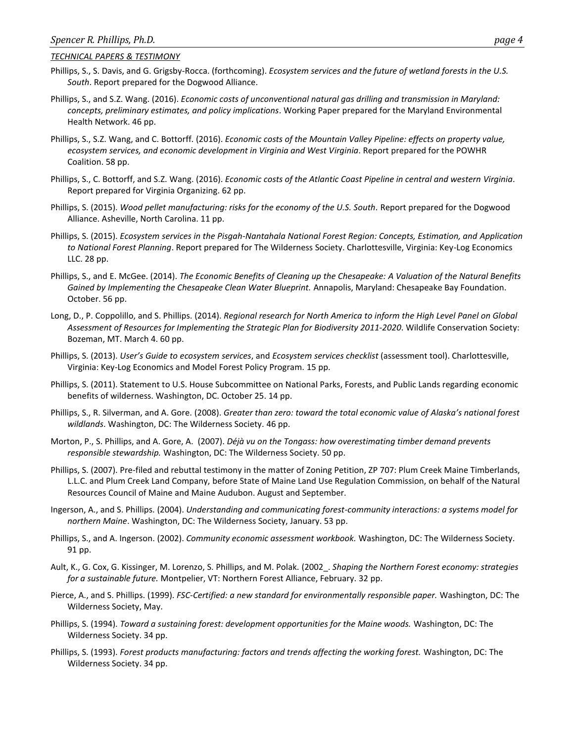***TECHNICAL PAPERS & TESTIMONY***

Phillips, S., S. Davis, and G. Grigsby-Rocca. (forthcoming). *Ecosystem services and the future of wetland forests in the U.S. South*. Report prepared for the Dogwood Alliance.

Phillips, S., and S.Z. Wang. (2016). *Economic costs of unconventional natural gas drilling and transmission in Maryland: concepts, preliminary estimates, and policy implications*. Working Paper prepared for the Maryland Environmental Health Network. 46 pp.

Phillips, S., S.Z. Wang, and C. Bottorff. (2016). *Economic costs of the Mountain Valley Pipeline: effects on property value, ecosystem services, and economic development in Virginia and West Virginia*. Report prepared for the POWHR Coalition. 58 pp.

Phillips, S., C. Bottorff, and S.Z. Wang. (2016). *Economic costs of the Atlantic Coast Pipeline in central and western Virginia*. Report prepared for Virginia Organizing. 62 pp.

Phillips, S. (2015). *Wood pellet manufacturing: risks for the economy of the U.S. South.* Report prepared for the Dogwood Alliance. Asheville, North Carolina. 11 pp.

Phillips, S. (2015). *Ecosystem services in the Pisgah-Nantahala National Forest Region: Concepts, Estimation, and Application to National Forest Planning*. Report prepared for The Wilderness Society. Charlottesville, Virginia: Key-Log Economics LLC. 28 pp.

Phillips, S., and E. McGee. (2014). *The Economic Benefits of Cleaning up the Chesapeake: A Valuation of the Natural Benefits Gained by Implementing the Chesapeake Clean Water Blueprint.* Annapolis, Maryland: Chesapeake Bay Foundation. October. 56 pp.

Long, D., P. Coppolillo, and S. Phillips. (2014). *Regional research for North America to inform the High Level Panel on Global Assessment of Resources for Implementing the Strategic Plan for Biodiversity 2011-2020*. Wildlife Conservation Society: Bozeman, MT. March 4. 60 pp.

Phillips, S. (2013). *User's Guide to ecosystem services*, and *Ecosystem services checklist* (assessment tool). Charlottesville, Virginia: Key-Log Economics and Model Forest Policy Program. 15 pp.

Phillips, S. (2011). Statement to U.S. House Subcommittee on National Parks, Forests, and Public Lands regarding economic benefits of wilderness. Washington, DC. October 25. 14 pp.

Phillips, S., R. Silverman, and A. Gore. (2008). *Greater than zero: toward the total economic value of Alaska's national forest wildlands*. Washington, DC: The Wilderness Society. 46 pp.

Morton, P., S. Phillips, and A. Gore, A. (2007). *Déjà vu on the Tongass: how overestimating timber demand prevents responsible stewardship.* Washington, DC: The Wilderness Society. 50 pp.

Phillips, S. (2007). Pre-filed and rebuttal testimony in the matter of Zoning Petition, ZP 707: Plum Creek Maine Timberlands, L.L.C. and Plum Creek Land Company, before State of Maine Land Use Regulation Commission, on behalf of the Natural Resources Council of Maine and Maine Audubon. August and September.

Ingerson, A., and S. Phillips. (2004). *Understanding and communicating forest-community interactions: a systems model for northern Maine*. Washington, DC: The Wilderness Society, January. 53 pp.

Phillips, S., and A. Ingerson. (2002). *Community economic assessment workbook.* Washington, DC: The Wilderness Society. 91 pp.

Ault, K., G. Cox, G. Kissinger, M. Lorenzo, S. Phillips, and M. Polak. (2002_. *Shaping the Northern Forest economy: strategies for a sustainable future.* Montpelier, VT: Northern Forest Alliance, February. 32 pp.

Pierce, A., and S. Phillips. (1999). *FSC-Certified: a new standard for environmentally responsible paper.* Washington, DC: The Wilderness Society, May.

Phillips, S. (1994). *Toward a sustaining forest: development opportunities for the Maine woods.* Washington, DC: The Wilderness Society. 34 pp.

Phillips, S. (1993). *Forest products manufacturing: factors and trends affecting the working forest.* Washington, DC: The Wilderness Society. 34 pp.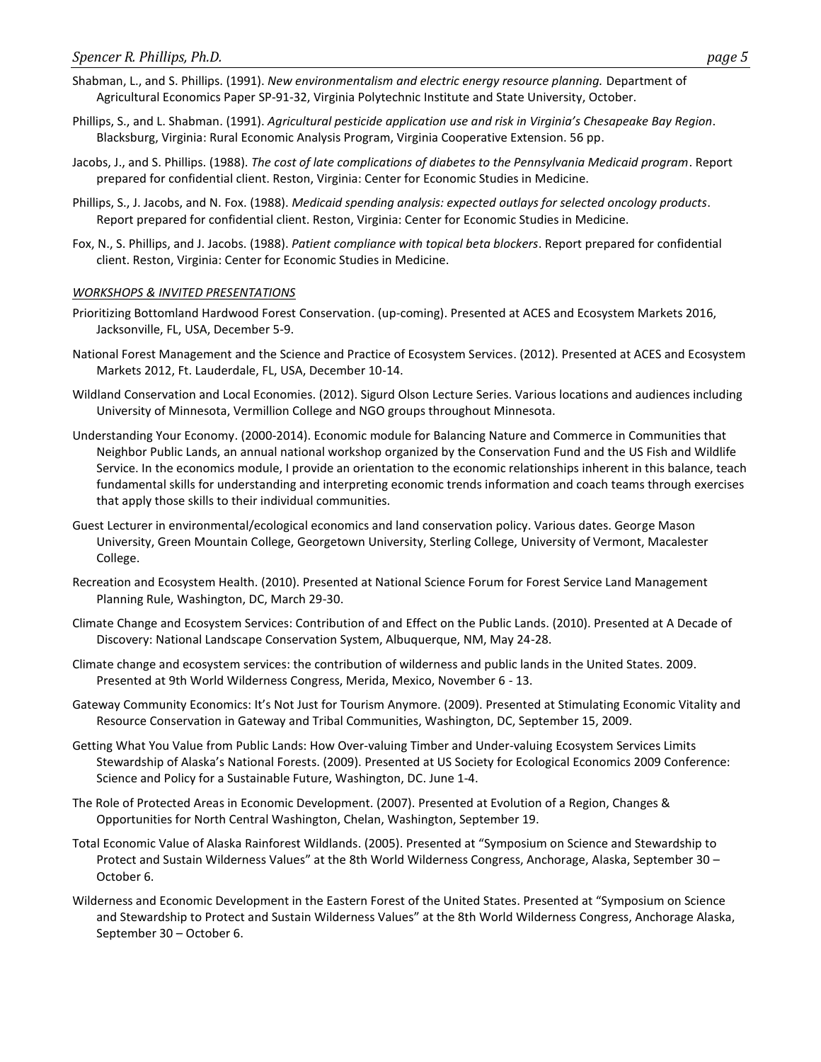Shabman, L., and S. Phillips. (1991). *New environmentalism and electric energy resource planning.* Department of Agricultural Economics Paper SP-91-32, Virginia Polytechnic Institute and State University, October.

Phillips, S., and L. Shabman. (1991). *Agricultural pesticide application use and risk in Virginia's Chesapeake Bay Region*. Blacksburg, Virginia: Rural Economic Analysis Program, Virginia Cooperative Extension. 56 pp.

Jacobs, J., and S. Phillips. (1988). *The cost of late complications of diabetes to the Pennsylvania Medicaid program*. Report prepared for confidential client. Reston, Virginia: Center for Economic Studies in Medicine.

Phillips, S., J. Jacobs, and N. Fox. (1988). *Medicaid spending analysis: expected outlays for selected oncology products*. Report prepared for confidential client. Reston, Virginia: Center for Economic Studies in Medicine.

Fox, N., S. Phillips, and J. Jacobs. (1988). *Patient compliance with topical beta blockers*. Report prepared for confidential client. Reston, Virginia: Center for Economic Studies in Medicine.

### *WORKSHOPS & INVITED PRESENTATIONS*

Prioritizing Bottomland Hardwood Forest Conservation. (up-coming). Presented at ACES and Ecosystem Markets 2016, Jacksonville, FL, USA, December 5-9.

National Forest Management and the Science and Practice of Ecosystem Services. (2012). Presented at ACES and Ecosystem Markets 2012, Ft. Lauderdale, FL, USA, December 10-14.

Wildland Conservation and Local Economies. (2012). Sigurd Olson Lecture Series. Various locations and audiences including University of Minnesota, Vermillion College and NGO groups throughout Minnesota.

Understanding Your Economy. (2000-2014). Economic module for Balancing Nature and Commerce in Communities that Neighbor Public Lands, an annual national workshop organized by the Conservation Fund and the US Fish and Wildlife Service. In the economics module, I provide an orientation to the economic relationships inherent in this balance, teach fundamental skills for understanding and interpreting economic trends information and coach teams through exercises that apply those skills to their individual communities.

Guest Lecturer in environmental/ecological economics and land conservation policy. Various dates. George Mason University, Green Mountain College, Georgetown University, Sterling College, University of Vermont, Macalester College.

Recreation and Ecosystem Health. (2010). Presented at National Science Forum for Forest Service Land Management Planning Rule, Washington, DC, March 29-30.

Climate Change and Ecosystem Services: Contribution of and Effect on the Public Lands. (2010). Presented at A Decade of Discovery: National Landscape Conservation System, Albuquerque, NM, May 24-28.

Climate change and ecosystem services: the contribution of wilderness and public lands in the United States. 2009. Presented at 9th World Wilderness Congress, Merida, Mexico, November 6 - 13.

Gateway Community Economics: It's Not Just for Tourism Anymore. (2009). Presented at Stimulating Economic Vitality and Resource Conservation in Gateway and Tribal Communities, Washington, DC, September 15, 2009.

Getting What You Value from Public Lands: How Over-valuing Timber and Under-valuing Ecosystem Services Limits Stewardship of Alaska's National Forests. (2009). Presented at US Society for Ecological Economics 2009 Conference: Science and Policy for a Sustainable Future, Washington, DC. June 1-4.

The Role of Protected Areas in Economic Development. (2007). Presented at Evolution of a Region, Changes & Opportunities for North Central Washington, Chelan, Washington, September 19.

Total Economic Value of Alaska Rainforest Wildlands. (2005). Presented at "Symposium on Science and Stewardship to Protect and Sustain Wilderness Values" at the 8th World Wilderness Congress, Anchorage, Alaska, September 30 – October 6.

Wilderness and Economic Development in the Eastern Forest of the United States. Presented at "Symposium on Science and Stewardship to Protect and Sustain Wilderness Values" at the 8th World Wilderness Congress, Anchorage Alaska, September 30 – October 6.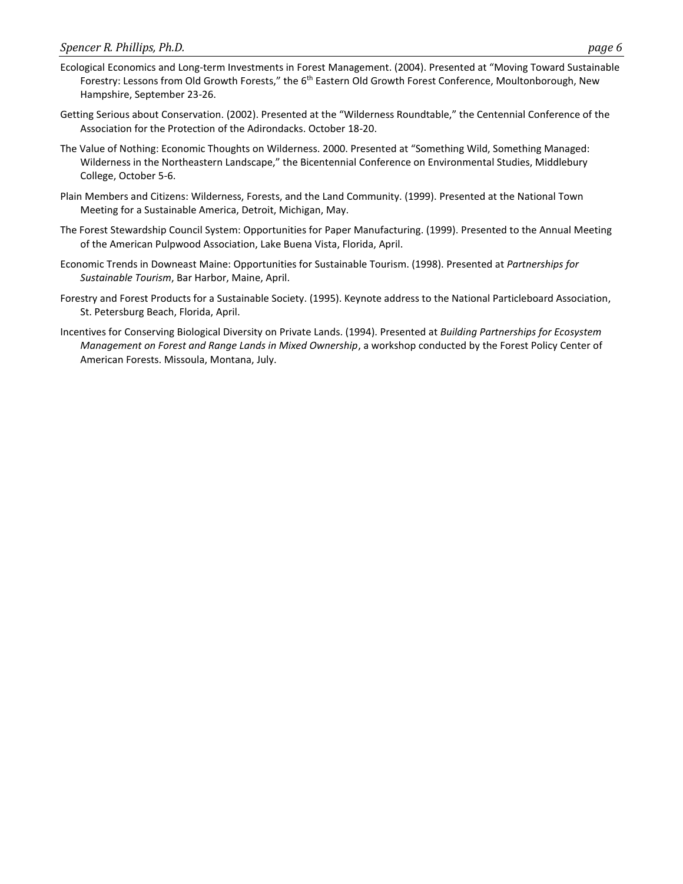Ecological Economics and Long-term Investments in Forest Management. (2004). Presented at "Moving Toward Sustainable Forestry: Lessons from Old Growth Forests," the 6th Eastern Old Growth Forest Conference, Moultonborough, New Hampshire, September 23-26.

Getting Serious about Conservation. (2002). Presented at the "Wilderness Roundtable," the Centennial Conference of the Association for the Protection of the Adirondacks. October 18-20.

The Value of Nothing: Economic Thoughts on Wilderness. 2000. Presented at "Something Wild, Something Managed: Wilderness in the Northeastern Landscape," the Bicentennial Conference on Environmental Studies, Middlebury College, October 5-6.

Plain Members and Citizens: Wilderness, Forests, and the Land Community. (1999). Presented at the National Town Meeting for a Sustainable America, Detroit, Michigan, May.

The Forest Stewardship Council System: Opportunities for Paper Manufacturing. (1999). Presented to the Annual Meeting of the American Pulpwood Association, Lake Buena Vista, Florida, April.

Economic Trends in Downeast Maine: Opportunities for Sustainable Tourism. (1998). Presented at *Partnerships for Sustainable Tourism*, Bar Harbor, Maine, April.

Forestry and Forest Products for a Sustainable Society. (1995). Keynote address to the National Particleboard Association, St. Petersburg Beach, Florida, April.

Incentives for Conserving Biological Diversity on Private Lands. (1994). Presented at *Building Partnerships for Ecosystem Management on Forest and Range Lands in Mixed Ownership*, a workshop conducted by the Forest Policy Center of American Forests. Missoula, Montana, July.